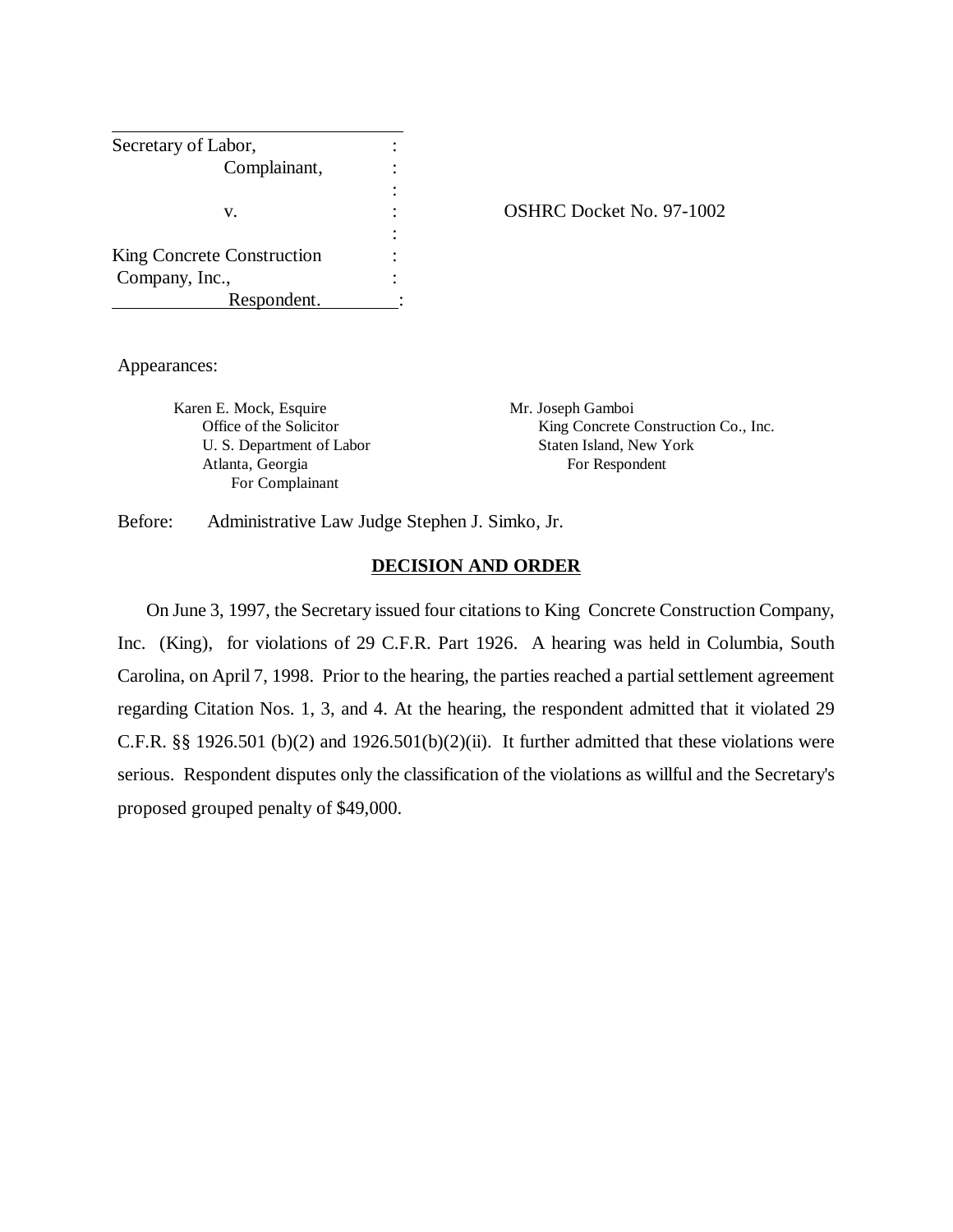| | | |
|---|---|---|
| Secretary of Labor, | : | |
| Complainant, | : | |
| | : | |
| v. | : | OSHRC Docket No. 97-1002 |
| | : | |
| King Concrete Construction | : | |
| Company, Inc., | : | |
| Respondent. | : | |

Appearances:

Karen E. Mock, Esquire
Office of the Solicitor
U. S. Department of Labor
Atlanta, Georgia
For Complainant

Mr. Joseph Gamboi
King Concrete Construction Co., Inc.
Staten Island, New York
For Respondent

Before: Administrative Law Judge Stephen J. Simko, Jr.

## DECISION AND ORDER

On June 3, 1997, the Secretary issued four citations to King Concrete Construction Company, Inc. (King), for violations of 29 C.F.R. Part 1926. A hearing was held in Columbia, South Carolina, on April 7, 1998. Prior to the hearing, the parties reached a partial settlement agreement regarding Citation Nos. 1, 3, and 4. At the hearing, the respondent admitted that it violated 29 C.F.R. §§ 1926.501 (b)(2) and 1926.501(b)(2)(ii). It further admitted that these violations were serious. Respondent disputes only the classification of the violations as willful and the Secretary's proposed grouped penalty of $49,000.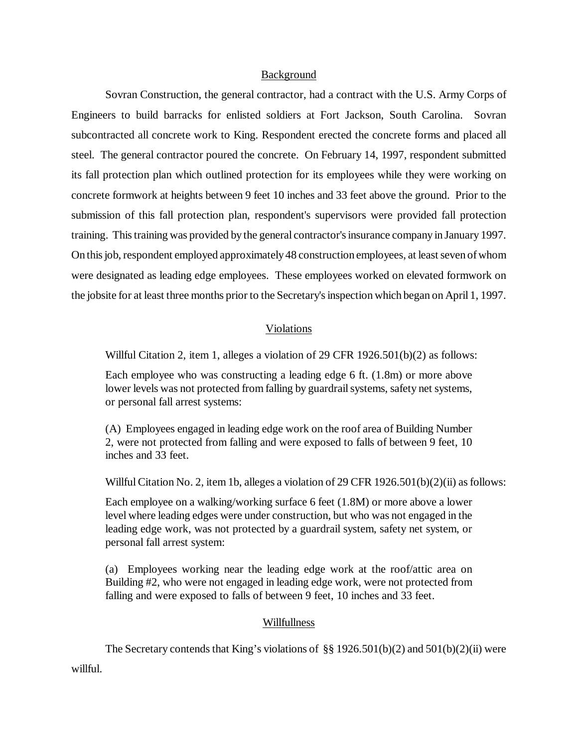## Background

Sovran Construction, the general contractor, had a contract with the U.S. Army Corps of Engineers to build barracks for enlisted soldiers at Fort Jackson, South Carolina. Sovran subcontracted all concrete work to King. Respondent erected the concrete forms and placed all steel. The general contractor poured the concrete. On February 14, 1997, respondent submitted its fall protection plan which outlined protection for its employees while they were working on concrete formwork at heights between 9 feet 10 inches and 33 feet above the ground. Prior to the submission of this fall protection plan, respondent's supervisors were provided fall protection training. This training was provided by the general contractor's insurance company in January 1997. On this job, respondent employed approximately 48 construction employees, at least seven of whom were designated as leading edge employees. These employees worked on elevated formwork on the jobsite for at least three months prior to the Secretary's inspection which began on April 1, 1997.

## Violations

Willful Citation 2, item 1, alleges a violation of 29 CFR 1926.501(b)(2) as follows:

> Each employee who was constructing a leading edge 6 ft. (1.8m) or more above lower levels was not protected from falling by guardrail systems, safety net systems, or personal fall arrest systems:
>
> (A) Employees engaged in leading edge work on the roof area of Building Number 2, were not protected from falling and were exposed to falls of between 9 feet, 10 inches and 33 feet.

Willful Citation No. 2, item 1b, alleges a violation of 29 CFR 1926.501(b)(2)(ii) as follows:

> Each employee on a walking/working surface 6 feet (1.8M) or more above a lower level where leading edges were under construction, but who was not engaged in the leading edge work, was not protected by a guardrail system, safety net system, or personal fall arrest system:
>
> (a) Employees working near the leading edge work at the roof/attic area on Building #2, who were not engaged in leading edge work, were not protected from falling and were exposed to falls of between 9 feet, 10 inches and 33 feet.

## Willfullness

The Secretary contends that King's violations of §§ 1926.501(b)(2) and 501(b)(2)(ii) were willful.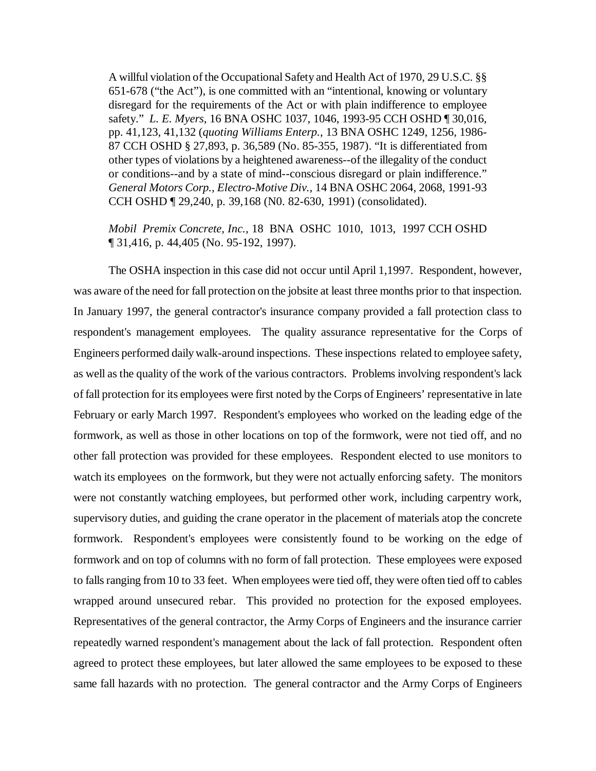> A willful violation of the Occupational Safety and Health Act of 1970, 29 U.S.C. §§ 651-678 ("the Act"), is one committed with an "intentional, knowing or voluntary disregard for the requirements of the Act or with plain indifference to employee safety." *L. E. Myers*, 16 BNA OSHC 1037, 1046, 1993-95 CCH OSHD ¶ 30,016, pp. 41,123, 41,132 (*quoting Williams Enterp.*, 13 BNA OSHC 1249, 1256, 1986-87 CCH OSHD § 27,893, p. 36,589 (No. 85-355, 1987). "It is differentiated from other types of violations by a heightened awareness--of the illegality of the conduct or conditions--and by a state of mind--conscious disregard or plain indifference." *General Motors Corp., Electro-Motive Div.*, 14 BNA OSHC 2064, 2068, 1991-93 CCH OSHD ¶ 29,240, p. 39,168 (N0. 82-630, 1991) (consolidated).
>
> *Mobil Premix Concrete, Inc.*, 18 BNA OSHC 1010, 1013, 1997 CCH OSHD ¶ 31,416, p. 44,405 (No. 95-192, 1997).

The OSHA inspection in this case did not occur until April 1,1997. Respondent, however, was aware of the need for fall protection on the jobsite at least three months prior to that inspection. In January 1997, the general contractor's insurance company provided a fall protection class to respondent's management employees. The quality assurance representative for the Corps of Engineers performed daily walk-around inspections. These inspections related to employee safety, as well as the quality of the work of the various contractors. Problems involving respondent's lack of fall protection for its employees were first noted by the Corps of Engineers' representative in late February or early March 1997. Respondent's employees who worked on the leading edge of the formwork, as well as those in other locations on top of the formwork, were not tied off, and no other fall protection was provided for these employees. Respondent elected to use monitors to watch its employees on the formwork, but they were not actually enforcing safety. The monitors were not constantly watching employees, but performed other work, including carpentry work, supervisory duties, and guiding the crane operator in the placement of materials atop the concrete formwork. Respondent's employees were consistently found to be working on the edge of formwork and on top of columns with no form of fall protection. These employees were exposed to falls ranging from 10 to 33 feet. When employees were tied off, they were often tied off to cables wrapped around unsecured rebar. This provided no protection for the exposed employees. Representatives of the general contractor, the Army Corps of Engineers and the insurance carrier repeatedly warned respondent's management about the lack of fall protection. Respondent often agreed to protect these employees, but later allowed the same employees to be exposed to these same fall hazards with no protection. The general contractor and the Army Corps of Engineers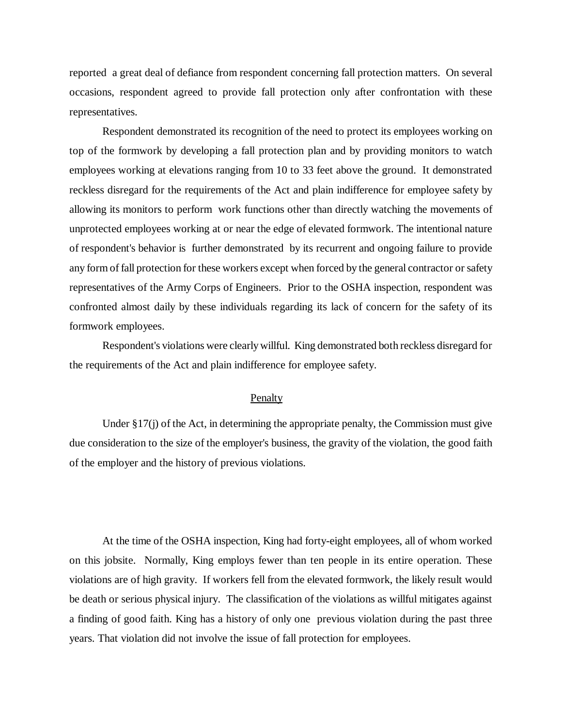reported a great deal of defiance from respondent concerning fall protection matters. On several occasions, respondent agreed to provide fall protection only after confrontation with these representatives.

Respondent demonstrated its recognition of the need to protect its employees working on top of the formwork by developing a fall protection plan and by providing monitors to watch employees working at elevations ranging from 10 to 33 feet above the ground. It demonstrated reckless disregard for the requirements of the Act and plain indifference for employee safety by allowing its monitors to perform work functions other than directly watching the movements of unprotected employees working at or near the edge of elevated formwork. The intentional nature of respondent's behavior is further demonstrated by its recurrent and ongoing failure to provide any form of fall protection for these workers except when forced by the general contractor or safety representatives of the Army Corps of Engineers. Prior to the OSHA inspection, respondent was confronted almost daily by these individuals regarding its lack of concern for the safety of its formwork employees.

Respondent's violations were clearly willful. King demonstrated both reckless disregard for the requirements of the Act and plain indifference for employee safety.

## Penalty

Under §17(j) of the Act, in determining the appropriate penalty, the Commission must give due consideration to the size of the employer's business, the gravity of the violation, the good faith of the employer and the history of previous violations.

At the time of the OSHA inspection, King had forty-eight employees, all of whom worked on this jobsite. Normally, King employs fewer than ten people in its entire operation. These violations are of high gravity. If workers fell from the elevated formwork, the likely result would be death or serious physical injury. The classification of the violations as willful mitigates against a finding of good faith. King has a history of only one previous violation during the past three years. That violation did not involve the issue of fall protection for employees.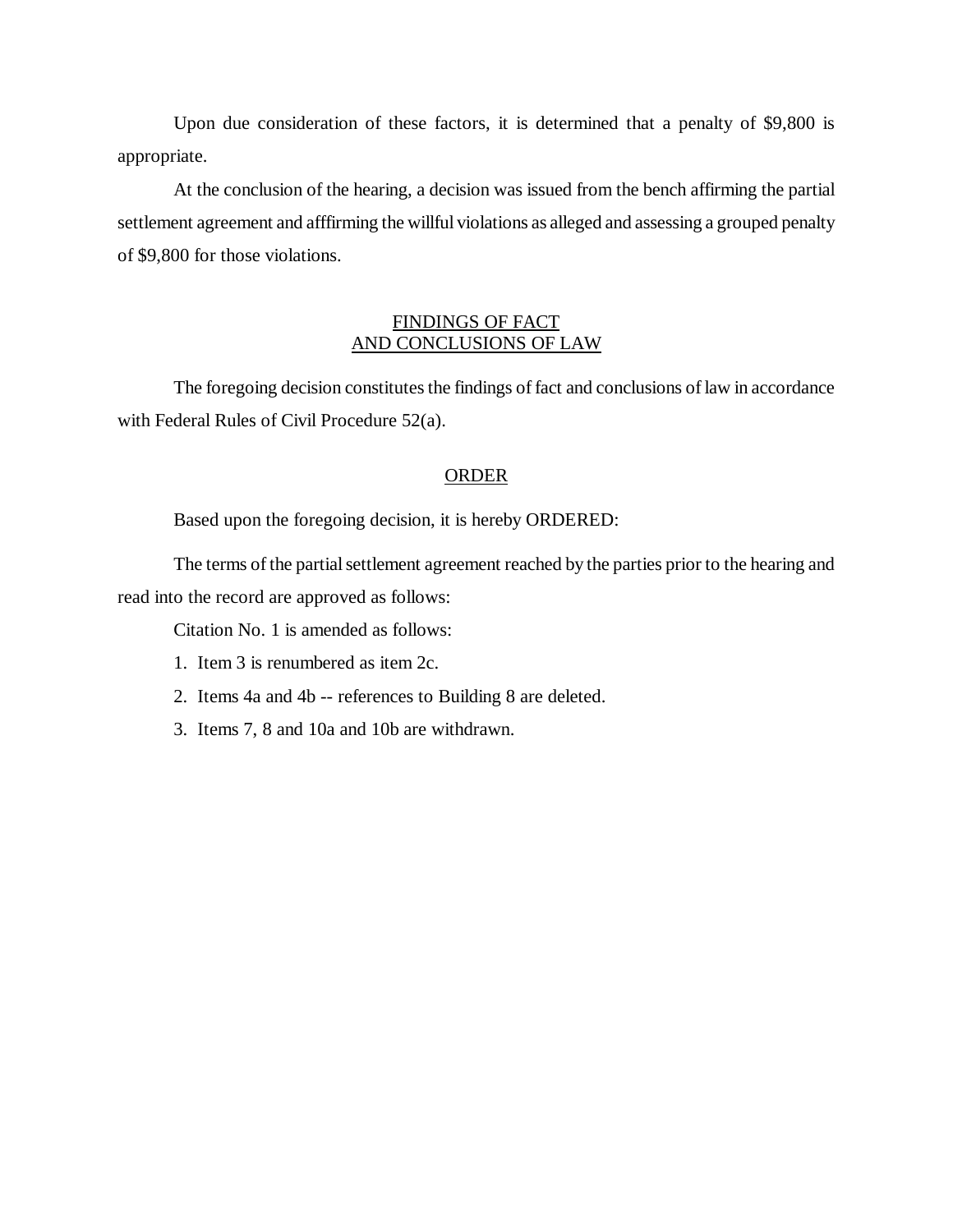Upon due consideration of these factors, it is determined that a penalty of $9,800 is appropriate.

At the conclusion of the hearing, a decision was issued from the bench affirming the partial settlement agreement and afffirming the willful violations as alleged and assessing a grouped penalty of $9,800 for those violations.

## FINDINGS OF FACT AND CONCLUSIONS OF LAW

The foregoing decision constitutes the findings of fact and conclusions of law in accordance with Federal Rules of Civil Procedure 52(a).

## ORDER

Based upon the foregoing decision, it is hereby ORDERED:

The terms of the partial settlement agreement reached by the parties prior to the hearing and read into the record are approved as follows:

Citation No. 1 is amended as follows:

1. Item 3 is renumbered as item 2c.
2. Items 4a and 4b -- references to Building 8 are deleted.
3. Items 7, 8 and 10a and 10b are withdrawn.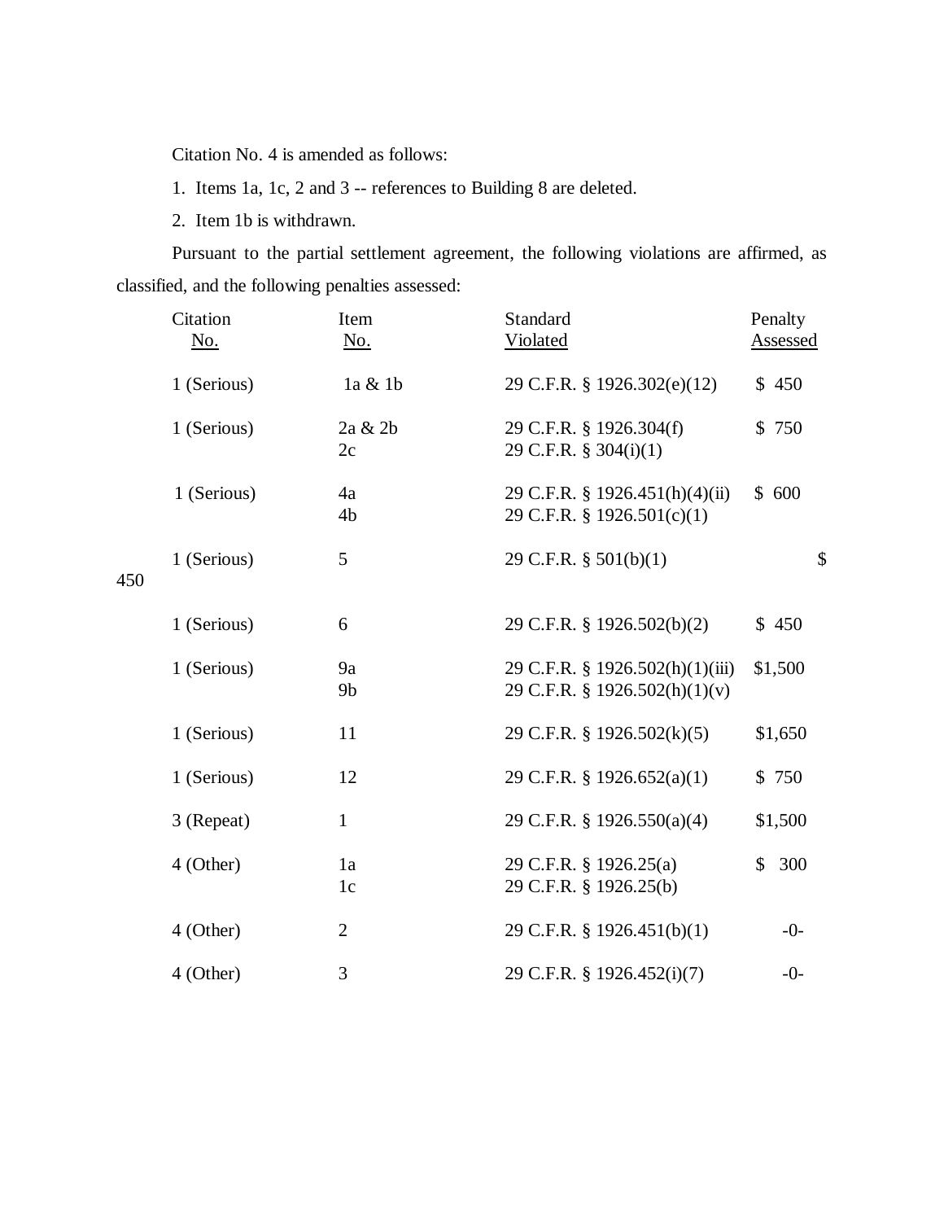Citation No. 4 is amended as follows:

1. Items 1a, 1c, 2 and 3 -- references to Building 8 are deleted.
2. Item 1b is withdrawn.

Pursuant to the partial settlement agreement, the following violations are affirmed, as classified, and the following penalties assessed:

| Citation No. | Item No. | Standard Violated | Penalty Assessed |
|---|---|---|---|
| 1 (Serious) | 1a & 1b | 29 C.F.R. § 1926.302(e)(12) | $ 450 |
| 1 (Serious) | 2a & 2b<br>2c | 29 C.F.R. § 1926.304(f)<br>29 C.F.R. § 304(i)(1) | $ 750 |
| 1 (Serious) | 4a<br>4b | 29 C.F.R. § 1926.451(h)(4)(ii)<br>29 C.F.R. § 1926.501(c)(1) | $ 600 |
| 1 (Serious) | 5 | 29 C.F.R. § 501(b)(1) | $ 450 |
| 1 (Serious) | 6 | 29 C.F.R. § 1926.502(b)(2) | $ 450 |
| 1 (Serious) | 9a<br>9b | 29 C.F.R. § 1926.502(h)(1)(iii)<br>29 C.F.R. § 1926.502(h)(1)(v) | $1,500 |
| 1 (Serious) | 11 | 29 C.F.R. § 1926.502(k)(5) | $1,650 |
| 1 (Serious) | 12 | 29 C.F.R. § 1926.652(a)(1) | $ 750 |
| 3 (Repeat) | 1 | 29 C.F.R. § 1926.550(a)(4) | $1,500 |
| 4 (Other) | 1a<br>1c | 29 C.F.R. § 1926.25(a)<br>29 C.F.R. § 1926.25(b) | $ 300 |
| 4 (Other) | 2 | 29 C.F.R. § 1926.451(b)(1) | -0- |
| 4 (Other) | 3 | 29 C.F.R. § 1926.452(i)(7) | -0- |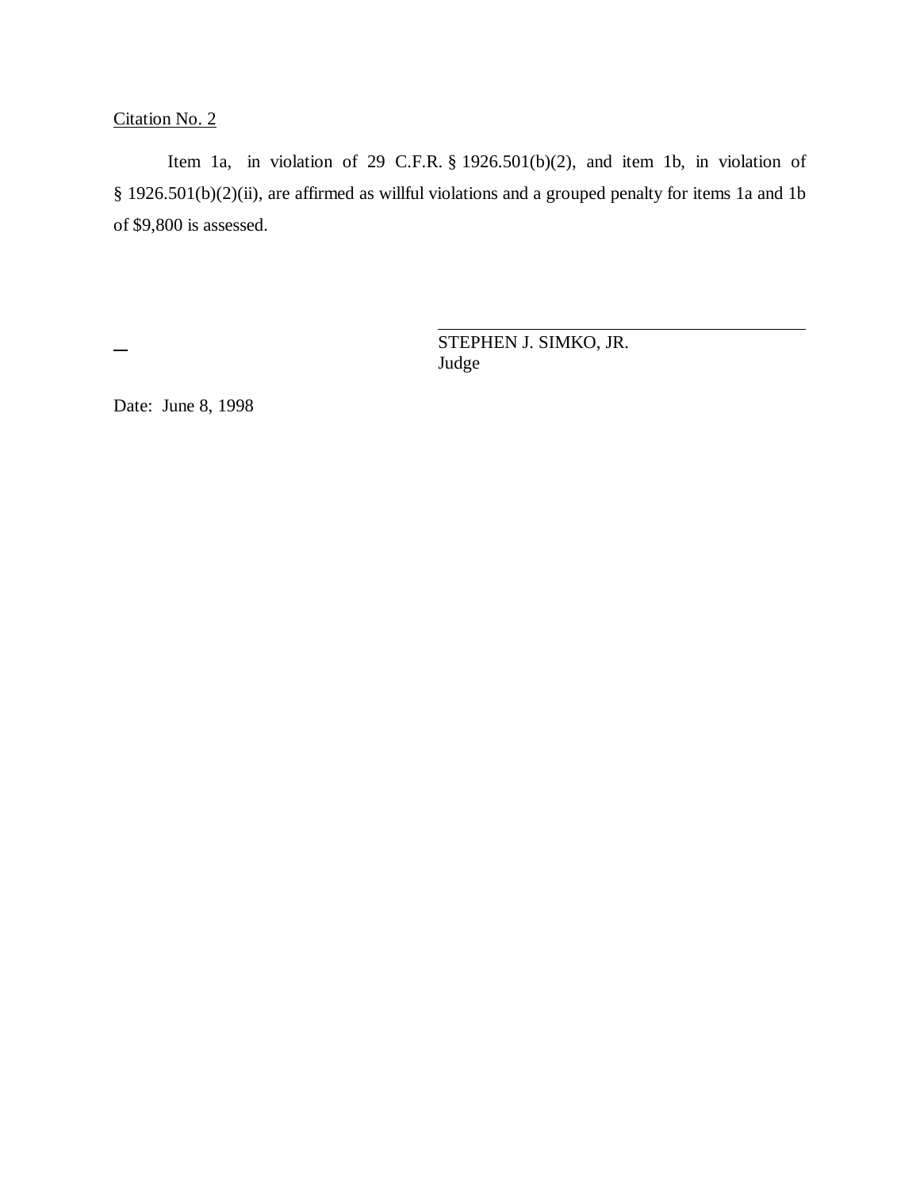Citation No. 2

Item 1a, in violation of 29 C.F.R. § 1926.501(b)(2), and item 1b, in violation of § 1926.501(b)(2)(ii), are affirmed as willful violations and a grouped penalty for items 1a and 1b of $9,800 is assessed.

STEPHEN J. SIMKO, JR.
Judge

Date: June 8, 1998